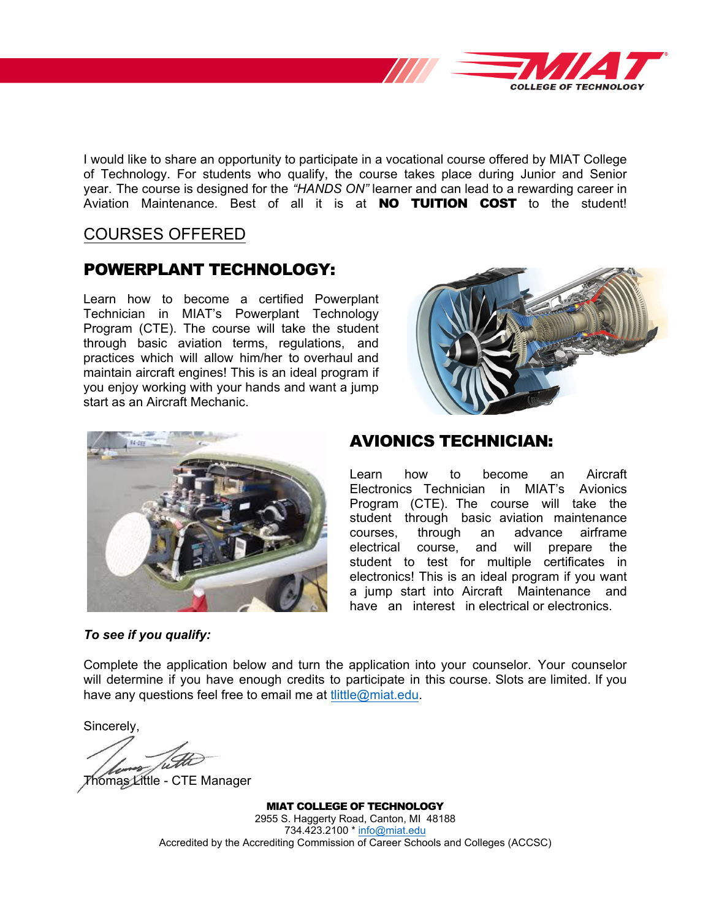I would like to share an opportunity to participate in a vocational course offered by MIAT College of Technology. For students who qualify, the course takes place during Junior and Senior year. The course is designed for the *"HANDS ON"* learner and can lead to a rewarding career in Aviation Maintenance. Best of all it is at **NO TUITION COST** to the student!

## COURSES OFFERED

### POWERPLANT TECHNOLOGY:

Learn how to become a certified Powerplant Technician in MIAT's Powerplant Technology Program (CTE). The course will take the student through basic aviation terms, regulations, and practices which will allow him/her to overhaul and maintain aircraft engines! This is an ideal program if you enjoy working with your hands and want a jump start as an Aircraft Mechanic.

### AVIONICS TECHNICIAN:

Learn how to become an Aircraft Electronics Technician in MIAT's Avionics Program (CTE). The course will take the student through basic aviation maintenance courses, through an advance airframe electrical course, and will prepare the student to test for multiple certificates in electronics! This is an ideal program if you want a jump start into Aircraft Maintenance and have an interest in electrical or electronics.

***To see if you qualify:***

Complete the application below and turn the application into your counselor. Your counselor will determine if you have enough credits to participate in this course. Slots are limited. If you have any questions feel free to email me at tlittle@miat.edu.

Sincerely,

Thomas Little - CTE Manager

**MIAT COLLEGE OF TECHNOLOGY**
2955 S. Haggerty Road, Canton, MI 48188
734.423.2100 * info@miat.edu
Accredited by the Accrediting Commission of Career Schools and Colleges (ACCSC)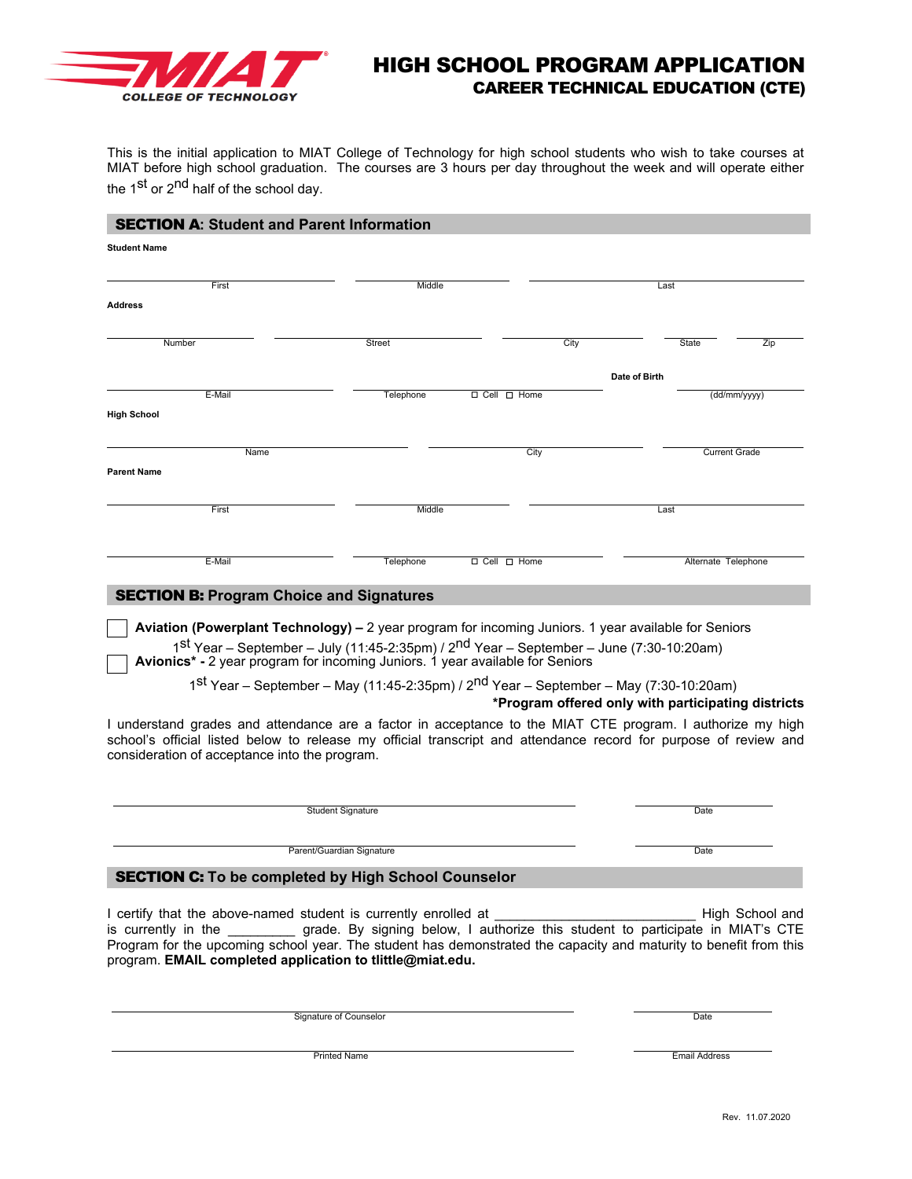# HIGH SCHOOL PROGRAM APPLICATION
## CAREER TECHNICAL EDUCATION (CTE)

MIAT COLLEGE OF TECHNOLOGY

This is the initial application to MIAT College of Technology for high school students who wish to take courses at MIAT before high school graduation. The courses are 3 hours per day throughout the week and will operate either the 1st or 2nd half of the school day.

## SECTION A: Student and Parent Information

**Student Name**

First ______________ Middle ______________ Last ______________

**Address**

Number ______________ Street ______________ City ______________ State ______ Zip ______

E-Mail ______________ Telephone ______________ ☐ Cell ☐ Home **Date of Birth** ______________ (dd/mm/yyyy)

**High School**

Name ______________ City ______________ Current Grade ______________

**Parent Name**

First ______________ Middle ______________ Last ______________

E-Mail ______________ Telephone ______________ ☐ Cell ☐ Home Alternate Telephone ______________

## SECTION B: Program Choice and Signatures

☐ **Aviation (Powerplant Technology) –** 2 year program for incoming Juniors. 1 year available for Seniors

1st Year – September – July (11:45-2:35pm) / 2nd Year – September – June (7:30-10:20am)

☐ **Avionics* -** 2 year program for incoming Juniors. 1 year available for Seniors

1st Year – September – May (11:45-2:35pm) / 2nd Year – September – May (7:30-10:20am)

***Program offered only with participating districts**

I understand grades and attendance are a factor in acceptance to the MIAT CTE program. I authorize my high school's official listed below to release my official transcript and attendance record for purpose of review and consideration of acceptance into the program.

Student Signature ______________ Date ______________

Parent/Guardian Signature ______________ Date ______________

## SECTION C: To be completed by High School Counselor

I certify that the above-named student is currently enrolled at ___________________________ High School and is currently in the _________ grade. By signing below, I authorize this student to participate in MIAT's CTE Program for the upcoming school year. The student has demonstrated the capacity and maturity to benefit from this program. **EMAIL completed application to tlittle@miat.edu.**

Signature of Counselor ______________ Date ______________

Printed Name ______________ Email Address ______________

Rev. 11.07.2020